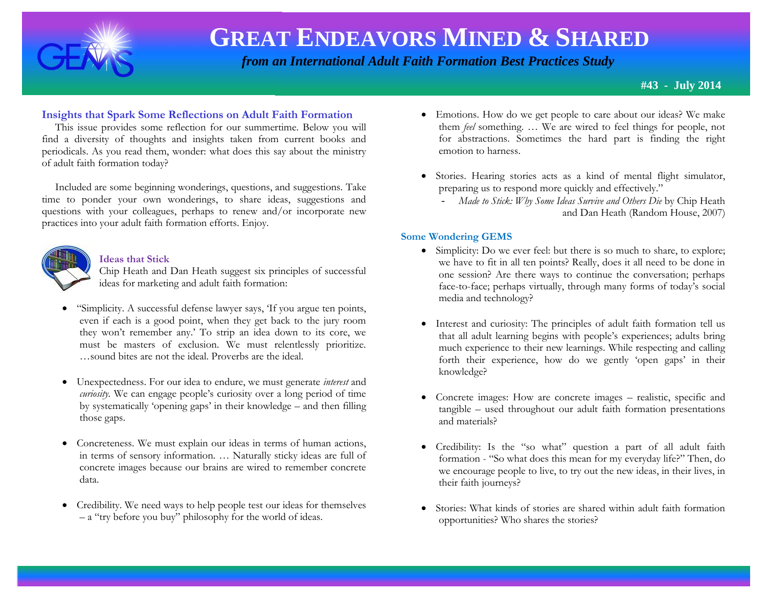# GREAT ENDEAVORS MINED & SHARED

*from an International Adult Faith Formation Best Practices Study*

**#43 - July 2014**

## Insights that Spark Some Reflections on Adult Faith Formation

This issue provides some reflection for our summertime. Below you will find a diversity of thoughts and insights taken from current books and periodicals. As you read them, wonder: what does this say about the ministry of adult faith formation today?

Included are some beginning wonderings, questions, and suggestions. Take time to ponder your own wonderings, to share ideas, suggestions and questions with your colleagues, perhaps to renew and/or incorporate new practices into your adult faith formation efforts. Enjoy.

### Ideas that Stick

Chip Heath and Dan Heath suggest six principles of successful ideas for marketing and adult faith formation:

- "Simplicity. A successful defense lawyer says, 'If you argue ten points, even if each is a good point, when they get back to the jury room they won't remember any.' To strip an idea down to its core, we must be masters of exclusion. We must relentlessly prioritize. …sound bites are not the ideal. Proverbs are the ideal.
- Unexpectedness. For our idea to endure, we must generate *interest* and *curiosity.* We can engage people's curiosity over a long period of time by systematically 'opening gaps' in their knowledge – and then filling those gaps.
- Concreteness. We must explain our ideas in terms of human actions, in terms of sensory information. … Naturally sticky ideas are full of concrete images because our brains are wired to remember concrete data.
- Credibility. We need ways to help people test our ideas for themselves – a "try before you buy" philosophy for the world of ideas.
- Emotions. How do we get people to care about our ideas? We make them *feel* something. … We are wired to feel things for people, not for abstractions. Sometimes the hard part is finding the right emotion to harness.
- Stories. Hearing stories acts as a kind of mental flight simulator, preparing us to respond more quickly and effectively."
  - *Made to Stick: Why Some Ideas Survive and Others Die* by Chip Heath and Dan Heath (Random House, 2007)

### Some Wondering GEMS

- Simplicity: Do we ever feel: but there is so much to share, to explore; we have to fit in all ten points? Really, does it all need to be done in one session? Are there ways to continue the conversation; perhaps face-to-face; perhaps virtually, through many forms of today's social media and technology?
- Interest and curiosity: The principles of adult faith formation tell us that all adult learning begins with people's experiences; adults bring much experience to their new learnings. While respecting and calling forth their experience, how do we gently 'open gaps' in their knowledge?
- Concrete images: How are concrete images – realistic, specific and tangible – used throughout our adult faith formation presentations and materials?
- Credibility: Is the "so what" question a part of all adult faith formation - "So what does this mean for my everyday life?" Then, do we encourage people to live, to try out the new ideas, in their lives, in their faith journeys?
- Stories: What kinds of stories are shared within adult faith formation opportunities? Who shares the stories?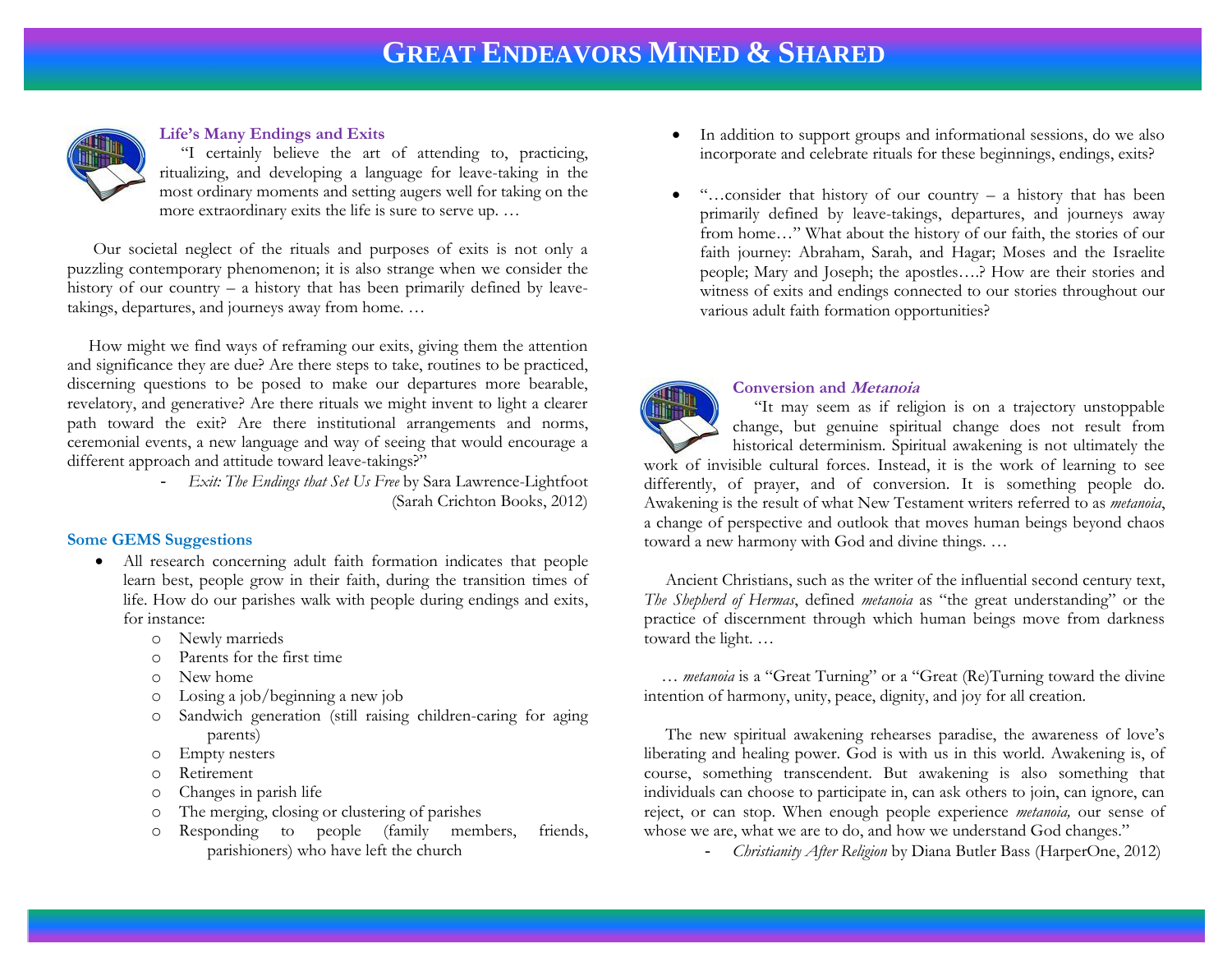# GREAT ENDEAVORS MINED & SHARED

### Life's Many Endings and Exits

"I certainly believe the art of attending to, practicing, ritualizing, and developing a language for leave-taking in the most ordinary moments and setting augers well for taking on the more extraordinary exits the life is sure to serve up. …

Our societal neglect of the rituals and purposes of exits is not only a puzzling contemporary phenomenon; it is also strange when we consider the history of our country – a history that has been primarily defined by leave-takings, departures, and journeys away from home. …

How might we find ways of reframing our exits, giving them the attention and significance they are due? Are there steps to take, routines to be practiced, discerning questions to be posed to make our departures more bearable, revelatory, and generative? Are there rituals we might invent to light a clearer path toward the exit? Are there institutional arrangements and norms, ceremonial events, a new language and way of seeing that would encourage a different approach and attitude toward leave-takings?"

- *Exit: The Endings that Set Us Free* by Sara Lawrence-Lightfoot (Sarah Crichton Books, 2012)

### Some GEMS Suggestions

- All research concerning adult faith formation indicates that people learn best, people grow in their faith, during the transition times of life. How do our parishes walk with people during endings and exits, for instance:
    - Newly marrieds
    - Parents for the first time
    - New home
    - Losing a job/beginning a new job
    - Sandwich generation (still raising children-caring for aging parents)
    - Empty nesters
    - Retirement
    - Changes in parish life
    - The merging, closing or clustering of parishes
    - Responding to people (family members, friends, parishioners) who have left the church
- In addition to support groups and informational sessions, do we also incorporate and celebrate rituals for these beginnings, endings, exits?
- "…consider that history of our country – a history that has been primarily defined by leave-takings, departures, and journeys away from home…" What about the history of our faith, the stories of our faith journey: Abraham, Sarah, and Hagar; Moses and the Israelite people; Mary and Joseph; the apostles….? How are their stories and witness of exits and endings connected to our stories throughout our various adult faith formation opportunities?

### Conversion and *Metanoia*

"It may seem as if religion is on a trajectory unstoppable change, but genuine spiritual change does not result from historical determinism. Spiritual awakening is not ultimately the work of invisible cultural forces. Instead, it is the work of learning to see differently, of prayer, and of conversion. It is something people do. Awakening is the result of what New Testament writers referred to as *metanoia*, a change of perspective and outlook that moves human beings beyond chaos toward a new harmony with God and divine things. …

Ancient Christians, such as the writer of the influential second century text, *The Shepherd of Hermas*, defined *metanoia* as "the great understanding" or the practice of discernment through which human beings move from darkness toward the light. …

… *metanoia* is a "Great Turning" or a "Great (Re)Turning toward the divine intention of harmony, unity, peace, dignity, and joy for all creation.

The new spiritual awakening rehearses paradise, the awareness of love's liberating and healing power. God is with us in this world. Awakening is, of course, something transcendent. But awakening is also something that individuals can choose to participate in, can ask others to join, can ignore, can reject, or can stop. When enough people experience *metanoia,* our sense of whose we are, what we are to do, and how we understand God changes."

- *Christianity After Religion* by Diana Butler Bass (HarperOne, 2012)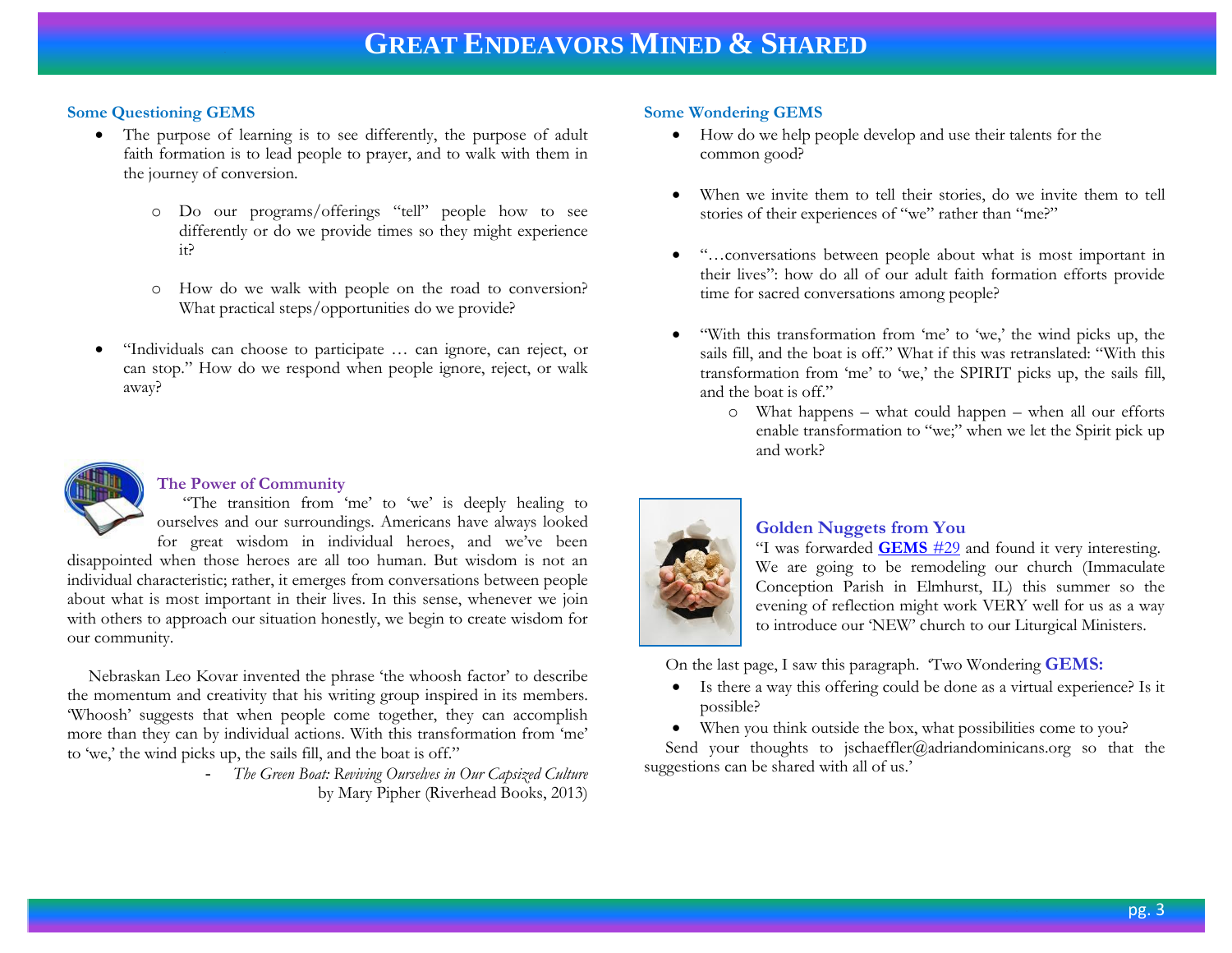### Some Questioning GEMS

- The purpose of learning is to see differently, the purpose of adult faith formation is to lead people to prayer, and to walk with them in the journey of conversion.
    - Do our programs/offerings "tell" people how to see differently or do we provide times so they might experience it?
    - How do we walk with people on the road to conversion? What practical steps/opportunities do we provide?
- "Individuals can choose to participate … can ignore, can reject, or can stop." How do we respond when people ignore, reject, or walk away?

### The Power of Community

"The transition from 'me' to 'we' is deeply healing to ourselves and our surroundings. Americans have always looked for great wisdom in individual heroes, and we've been disappointed when those heroes are all too human. But wisdom is not an individual characteristic; rather, it emerges from conversations between people about what is most important in their lives. In this sense, whenever we join with others to approach our situation honestly, we begin to create wisdom for our community.

Nebraskan Leo Kovar invented the phrase 'the whoosh factor' to describe the momentum and creativity that his writing group inspired in its members. 'Whoosh' suggests that when people come together, they can accomplish more than they can by individual actions. With this transformation from 'me' to 'we,' the wind picks up, the sails fill, and the boat is off."

- *The Green Boat: Reviving Ourselves in Our Capsized Culture* by Mary Pipher (Riverhead Books, 2013)

### Some Wondering GEMS

- How do we help people develop and use their talents for the common good?
- When we invite them to tell their stories, do we invite them to tell stories of their experiences of "we" rather than "me?"
- "…conversations between people about what is most important in their lives": how do all of our adult faith formation efforts provide time for sacred conversations among people?
- "With this transformation from 'me' to 'we,' the wind picks up, the sails fill, and the boat is off." What if this was retranslated: "With this transformation from 'me' to 'we,' the SPIRIT picks up, the sails fill, and the boat is off."
    - What happens – what could happen – when all our efforts enable transformation to "we;" when we let the Spirit pick up and work?

### Golden Nuggets from You

"I was forwarded **GEMS** #29 and found it very interesting. We are going to be remodeling our church (Immaculate Conception Parish in Elmhurst, IL) this summer so the evening of reflection might work VERY well for us as a way to introduce our 'NEW' church to our Liturgical Ministers.

On the last page, I saw this paragraph. 'Two Wondering **GEMS:**

- Is there a way this offering could be done as a virtual experience? Is it possible?
- When you think outside the box, what possibilities come to you?

Send your thoughts to jschaeffler@adriandominicans.org so that the suggestions can be shared with all of us.'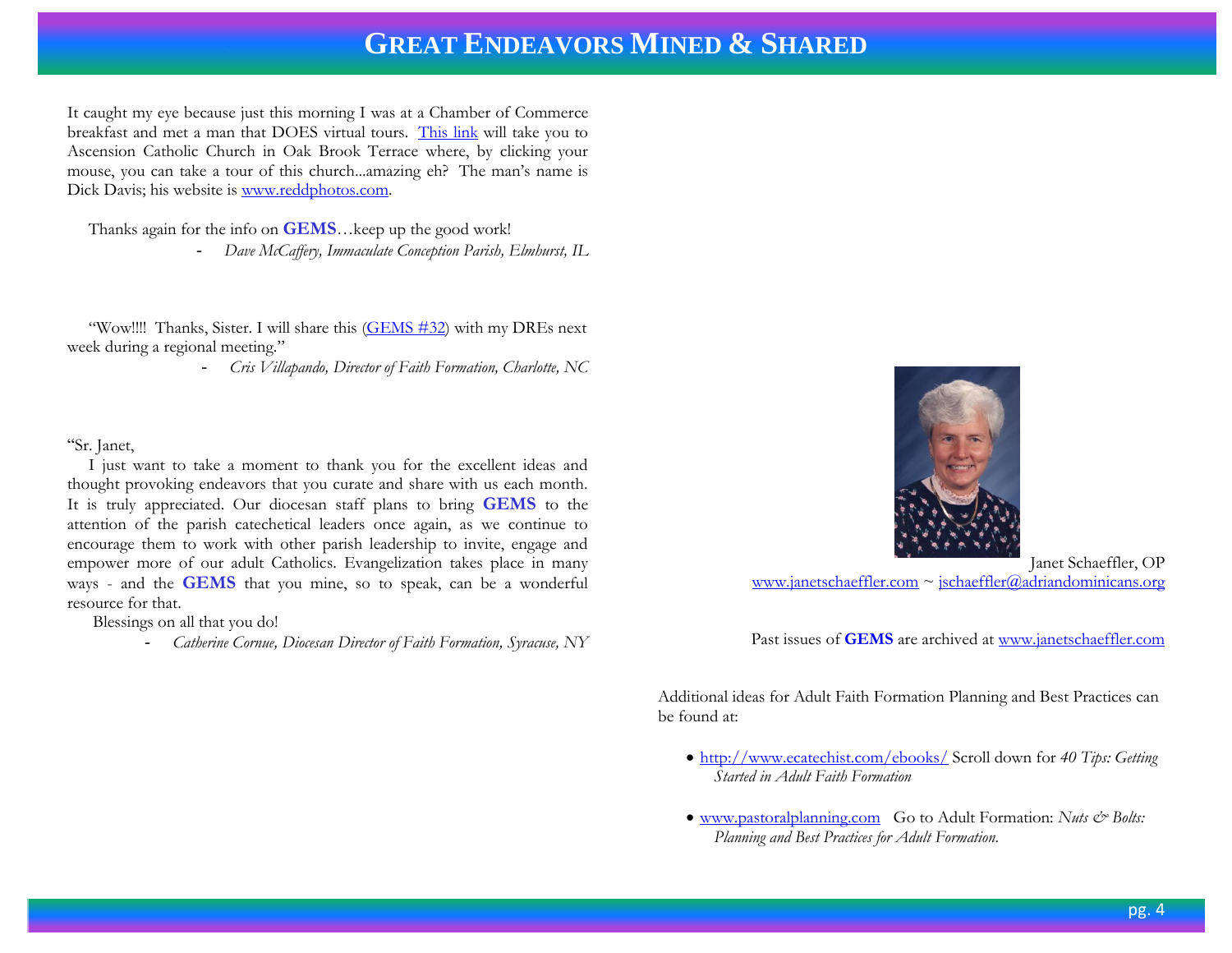It caught my eye because just this morning I was at a Chamber of Commerce breakfast and met a man that DOES virtual tours. [This link](#) will take you to Ascension Catholic Church in Oak Brook Terrace where, by clicking your mouse, you can take a tour of this church...amazing eh? The man's name is Dick Davis; his website is [www.reddphotos.com](http://www.reddphotos.com).

Thanks again for the info on **GEMS**…keep up the good work!

- *Dave McCaffery, Immaculate Conception Parish, Elmhurst, IL*

"Wow!!!! Thanks, Sister. I will share this ([GEMS #32](#)) with my DREs next week during a regional meeting."

- *Cris Villapando, Director of Faith Formation, Charlotte, NC*

"Sr. Janet,

I just want to take a moment to thank you for the excellent ideas and thought provoking endeavors that you curate and share with us each month. It is truly appreciated. Our diocesan staff plans to bring **GEMS** to the attention of the parish catechetical leaders once again, as we continue to encourage them to work with other parish leadership to invite, engage and empower more of our adult Catholics. Evangelization takes place in many ways - and the **GEMS** that you mine, so to speak, can be a wonderful resource for that.

Blessings on all that you do!

- *Catherine Cornue, Diocesan Director of Faith Formation, Syracuse, NY*

Janet Schaeffler, OP
[www.janetschaeffler.com](http://www.janetschaeffler.com) ~ [jschaeffler@adriandominicans.org](mailto:jschaeffler@adriandominicans.org)

Past issues of **GEMS** are archived at [www.janetschaeffler.com](http://www.janetschaeffler.com)

Additional ideas for Adult Faith Formation Planning and Best Practices can be found at:

- [http://www.ecatechist.com/ebooks/](http://www.ecatechist.com/ebooks/) Scroll down for *40 Tips: Getting Started in Adult Faith Formation*
- [www.pastoralplanning.com](http://www.pastoralplanning.com) Go to Adult Formation: *Nuts & Bolts: Planning and Best Practices for Adult Formation.*